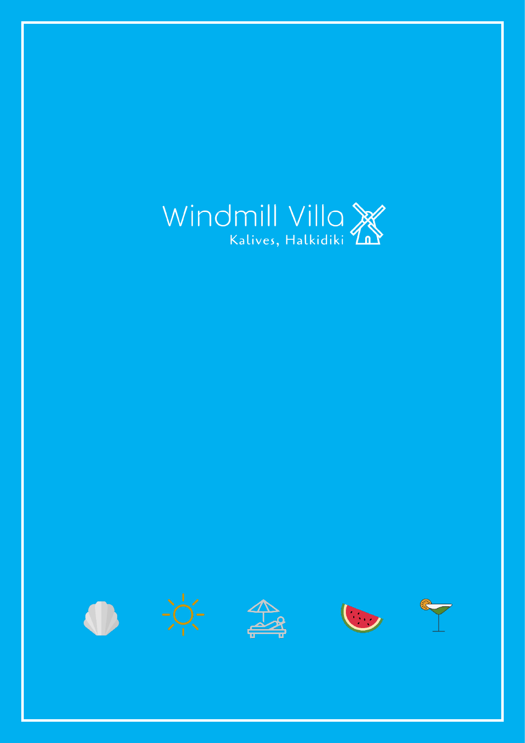# Windmill Villa

Kalives, Halkidiki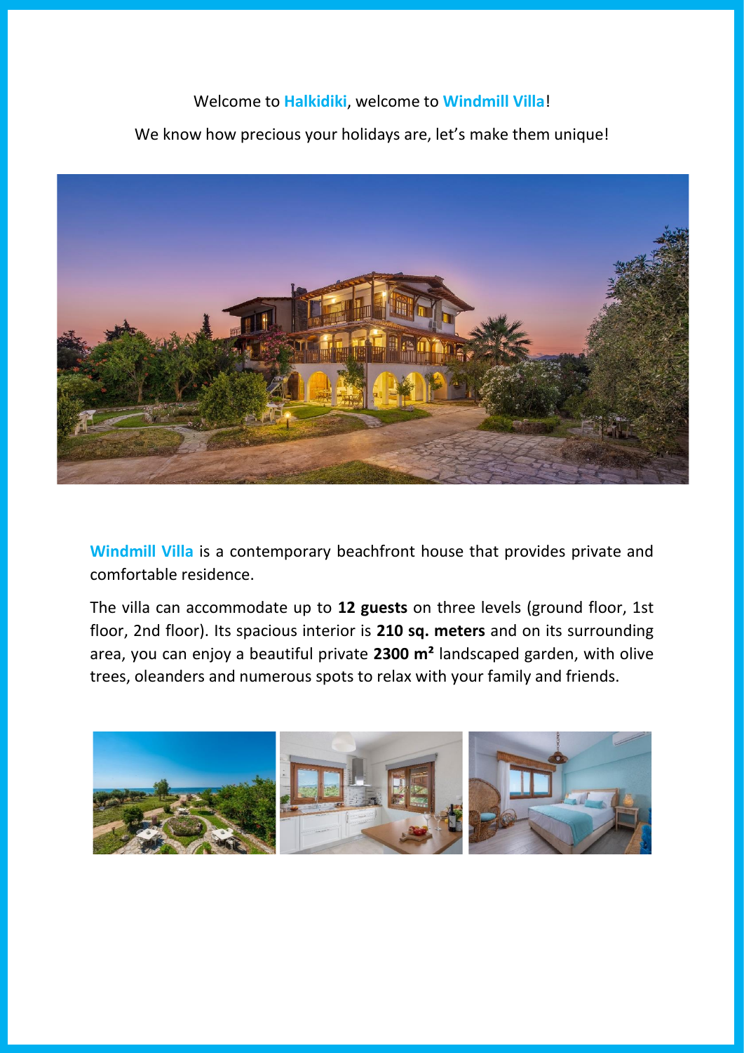Welcome to **Halkidiki**, welcome to **Windmill Villa**!

We know how precious your holidays are, let's make them unique!

**Windmill Villa** is a contemporary beachfront house that provides private and comfortable residence.

The villa can accommodate up to **12 guests** on three levels (ground floor, 1st floor, 2nd floor). Its spacious interior is **210 sq. meters** and on its surrounding area, you can enjoy a beautiful private **2300 m²** landscaped garden, with olive trees, oleanders and numerous spots to relax with your family and friends.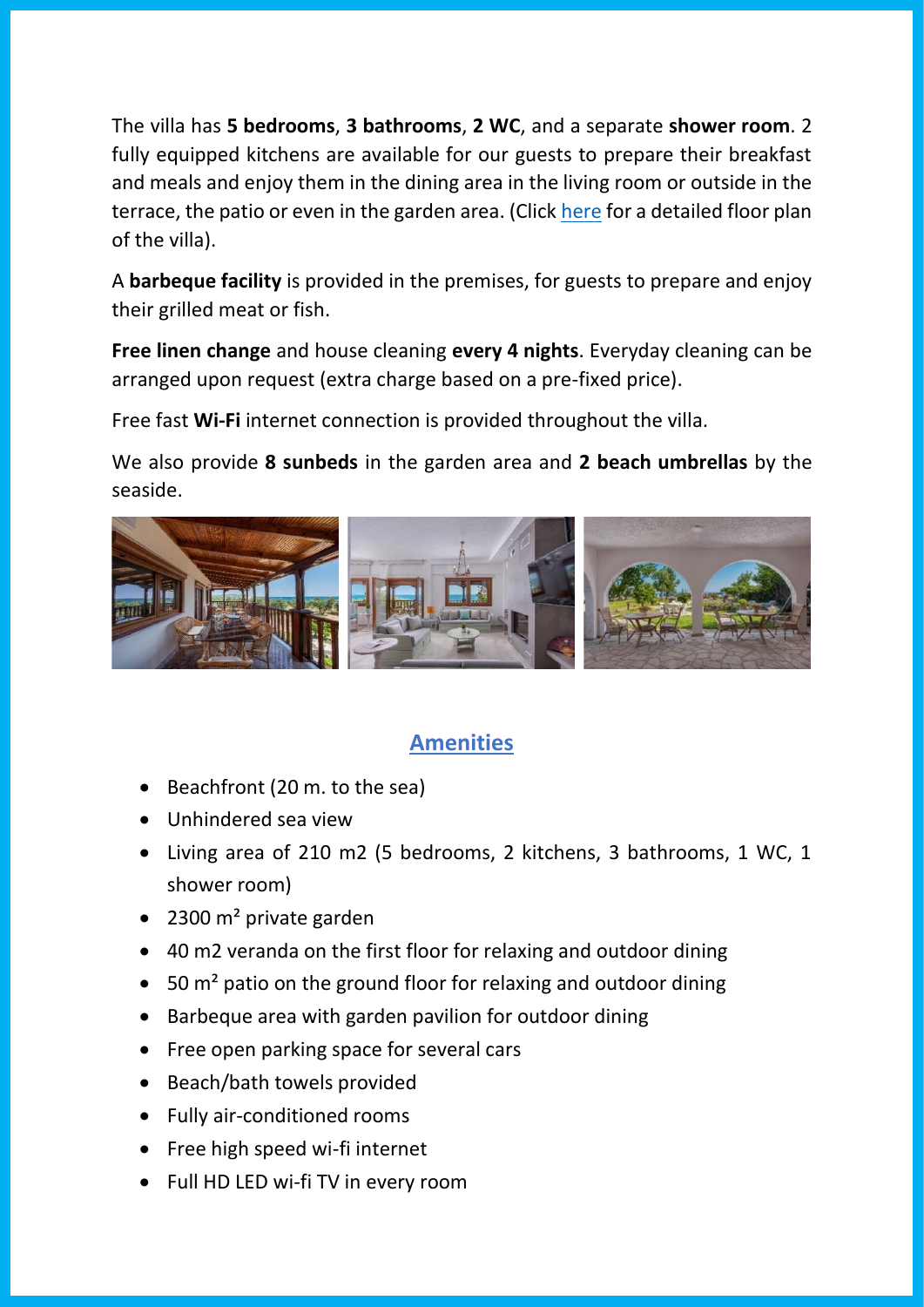The villa has **5 bedrooms**, **3 bathrooms**, **2 WC**, and a separate **shower room**. 2 fully equipped kitchens are available for our guests to prepare their breakfast and meals and enjoy them in the dining area in the living room or outside in the terrace, the patio or even in the garden area. (Click here for a detailed floor plan of the villa).

A **barbeque facility** is provided in the premises, for guests to prepare and enjoy their grilled meat or fish.

**Free linen change** and house cleaning **every 4 nights**. Everyday cleaning can be arranged upon request (extra charge based on a pre-fixed price).

Free fast **Wi-Fi** internet connection is provided throughout the villa.

We also provide **8 sunbeds** in the garden area and **2 beach umbrellas** by the seaside.

## Amenities

- Beachfront (20 m. to the sea)
- Unhindered sea view
- Living area of 210 m2 (5 bedrooms, 2 kitchens, 3 bathrooms, 1 WC, 1 shower room)
- 2300 m² private garden
- 40 m2 veranda on the first floor for relaxing and outdoor dining
- 50 m² patio on the ground floor for relaxing and outdoor dining
- Barbeque area with garden pavilion for outdoor dining
- Free open parking space for several cars
- Beach/bath towels provided
- Fully air-conditioned rooms
- Free high speed wi-fi internet
- Full HD LED wi-fi TV in every room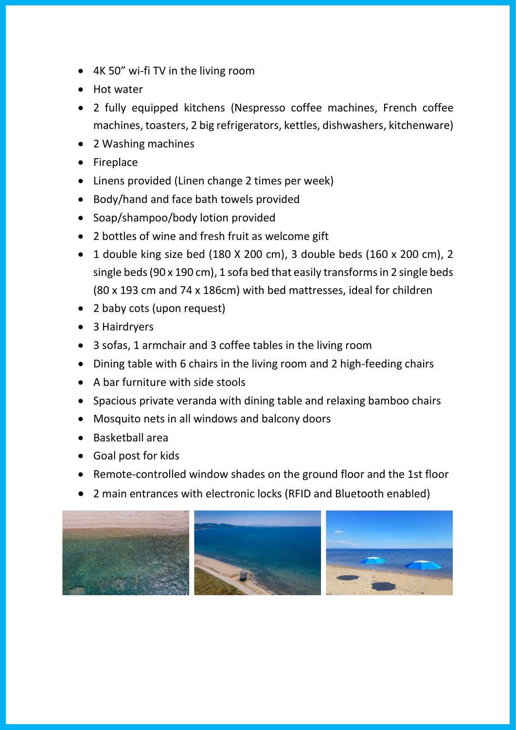- 4K 50” wi-fi TV in the living room
- Hot water
- 2 fully equipped kitchens (Nespresso coffee machines, French coffee machines, toasters, 2 big refrigerators, kettles, dishwashers, kitchenware)
- 2 Washing machines
- Fireplace
- Linens provided (Linen change 2 times per week)
- Body/hand and face bath towels provided
- Soap/shampoo/body lotion provided
- 2 bottles of wine and fresh fruit as welcome gift
- 1 double king size bed (180 X 200 cm), 3 double beds (160 x 200 cm), 2 single beds (90 x 190 cm), 1 sofa bed that easily transforms in 2 single beds (80 x 193 cm and 74 x 186cm) with bed mattresses, ideal for children
- 2 baby cots (upon request)
- 3 Hairdryers
- 3 sofas, 1 armchair and 3 coffee tables in the living room
- Dining table with 6 chairs in the living room and 2 high-feeding chairs
- A bar furniture with side stools
- Spacious private veranda with dining table and relaxing bamboo chairs
- Mosquito nets in all windows and balcony doors
- Basketball area
- Goal post for kids
- Remote-controlled window shades on the ground floor and the 1st floor
- 2 main entrances with electronic locks (RFID and Bluetooth enabled)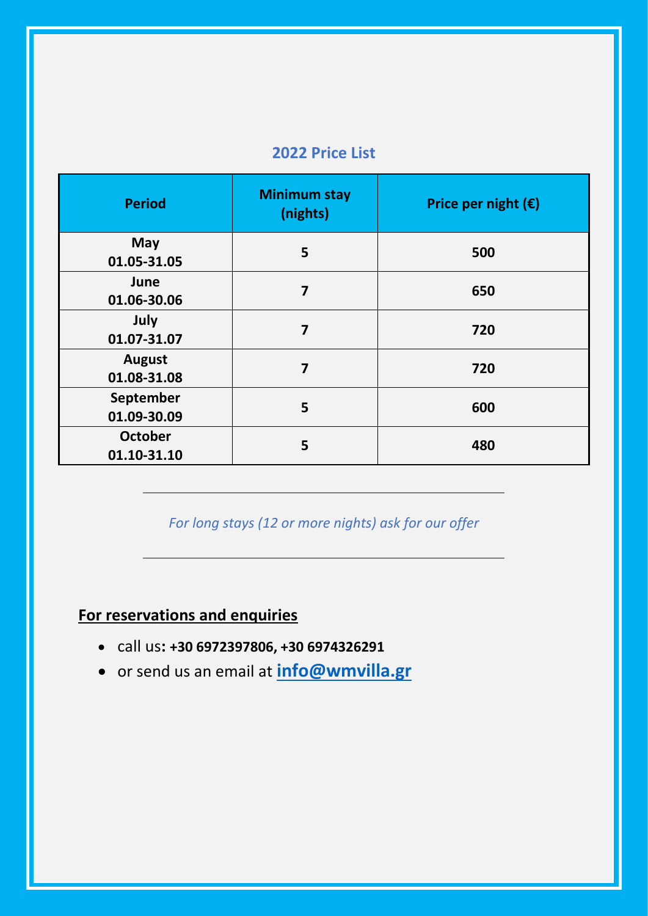## 2022 Price List

| Period | Minimum stay (nights) | Price per night (€) |
|---|---|---|
| **May** **01.05-31.05** | **5** | **500** |
| **June** **01.06-30.06** | **7** | **650** |
| **July** **01.07-31.07** | **7** | **720** |
| **August** **01.08-31.08** | **7** | **720** |
| **September** **01.09-30.09** | **5** | **600** |
| **October** **01.10-31.10** | **5** | **480** |

---

*For long stays (12 or more nights) ask for our offer*

---

**For reservations and enquiries**

- call us**: +30 6972397806, +30 6974326291**
- or send us an email at **info@wmvilla.gr**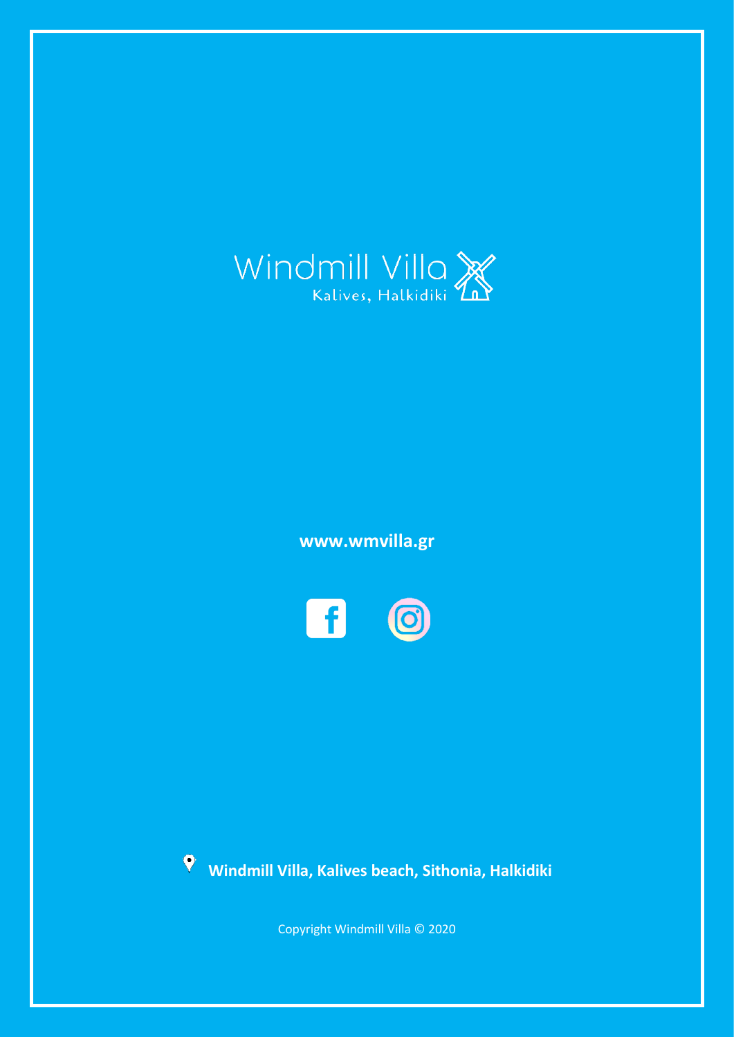Windmill Villa
Kalives, Halkidiki

**www.wmvilla.gr**

**Windmill Villa, Kalives beach, Sithonia, Halkidiki**

Copyright Windmill Villa © 2020